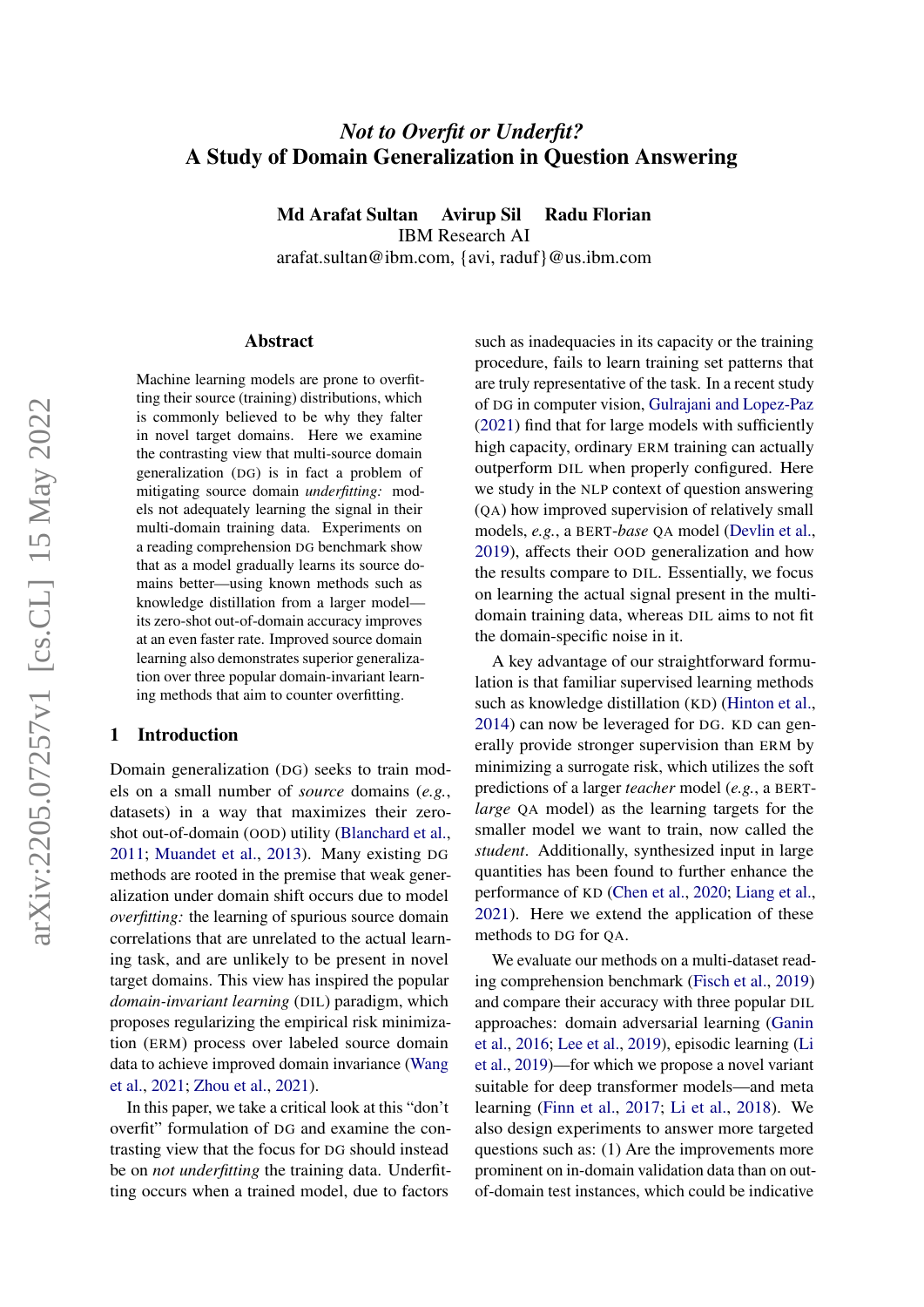# *Not to Overfit or Underfit?*
# A Study of Domain Generalization in Question Answering

**Md Arafat Sultan  Avirup Sil  Radu Florian**
IBM Research AI
arafat.sultan@ibm.com, {avi, raduf}@us.ibm.com

## Abstract

Machine learning models are prone to overfitting their source (training) distributions, which is commonly believed to be why they falter in novel target domains. Here we examine the contrasting view that multi-source domain generalization (DG) is in fact a problem of mitigating source domain *underfitting:* models not adequately learning the signal in their multi-domain training data. Experiments on a reading comprehension DG benchmark show that as a model gradually learns its source domains better—using known methods such as knowledge distillation from a larger model—its zero-shot out-of-domain accuracy improves at an even faster rate. Improved source domain learning also demonstrates superior generalization over three popular domain-invariant learning methods that aim to counter overfitting.

## 1 Introduction

Domain generalization (DG) seeks to train models on a small number of *source* domains (*e.g.*, datasets) in a way that maximizes their zero-shot out-of-domain (OOD) utility (Blanchard et al., 2011; Muandet et al., 2013). Many existing DG methods are rooted in the premise that weak generalization under domain shift occurs due to model *overfitting:* the learning of spurious source domain correlations that are unrelated to the actual learning task, and are unlikely to be present in novel target domains. This view has inspired the popular *domain-invariant learning* (DIL) paradigm, which proposes regularizing the empirical risk minimization (ERM) process over labeled source domain data to achieve improved domain invariance (Wang et al., 2021; Zhou et al., 2021).

In this paper, we take a critical look at this "don't overfit" formulation of DG and examine the contrasting view that the focus for DG should instead be on *not underfitting* the training data. Underfitting occurs when a trained model, due to factors such as inadequacies in its capacity or the training procedure, fails to learn training set patterns that are truly representative of the task. In a recent study of DG in computer vision, Gulrajani and Lopez-Paz (2021) find that for large models with sufficiently high capacity, ordinary ERM training can actually outperform DIL when properly configured. Here we study in the NLP context of question answering (QA) how improved supervision of relatively small models, *e.g.*, a BERT-*base* QA model (Devlin et al., 2019), affects their OOD generalization and how the results compare to DIL. Essentially, we focus on learning the actual signal present in the multi-domain training data, whereas DIL aims to not fit the domain-specific noise in it.

A key advantage of our straightforward formulation is that familiar supervised learning methods such as knowledge distillation (KD) (Hinton et al., 2014) can now be leveraged for DG. KD can generally provide stronger supervision than ERM by minimizing a surrogate risk, which utilizes the soft predictions of a larger *teacher* model (*e.g.*, a BERT-*large* QA model) as the learning targets for the smaller model we want to train, now called the *student*. Additionally, synthesized input in large quantities has been found to further enhance the performance of KD (Chen et al., 2020; Liang et al., 2021). Here we extend the application of these methods to DG for QA.

We evaluate our methods on a multi-dataset reading comprehension benchmark (Fisch et al., 2019) and compare their accuracy with three popular DIL approaches: domain adversarial learning (Ganin et al., 2016; Lee et al., 2019), episodic learning (Li et al., 2019)—for which we propose a novel variant suitable for deep transformer models—and meta learning (Finn et al., 2017; Li et al., 2018). We also design experiments to answer more targeted questions such as: (1) Are the improvements more prominent on in-domain validation data than on out-of-domain test instances, which could be indicative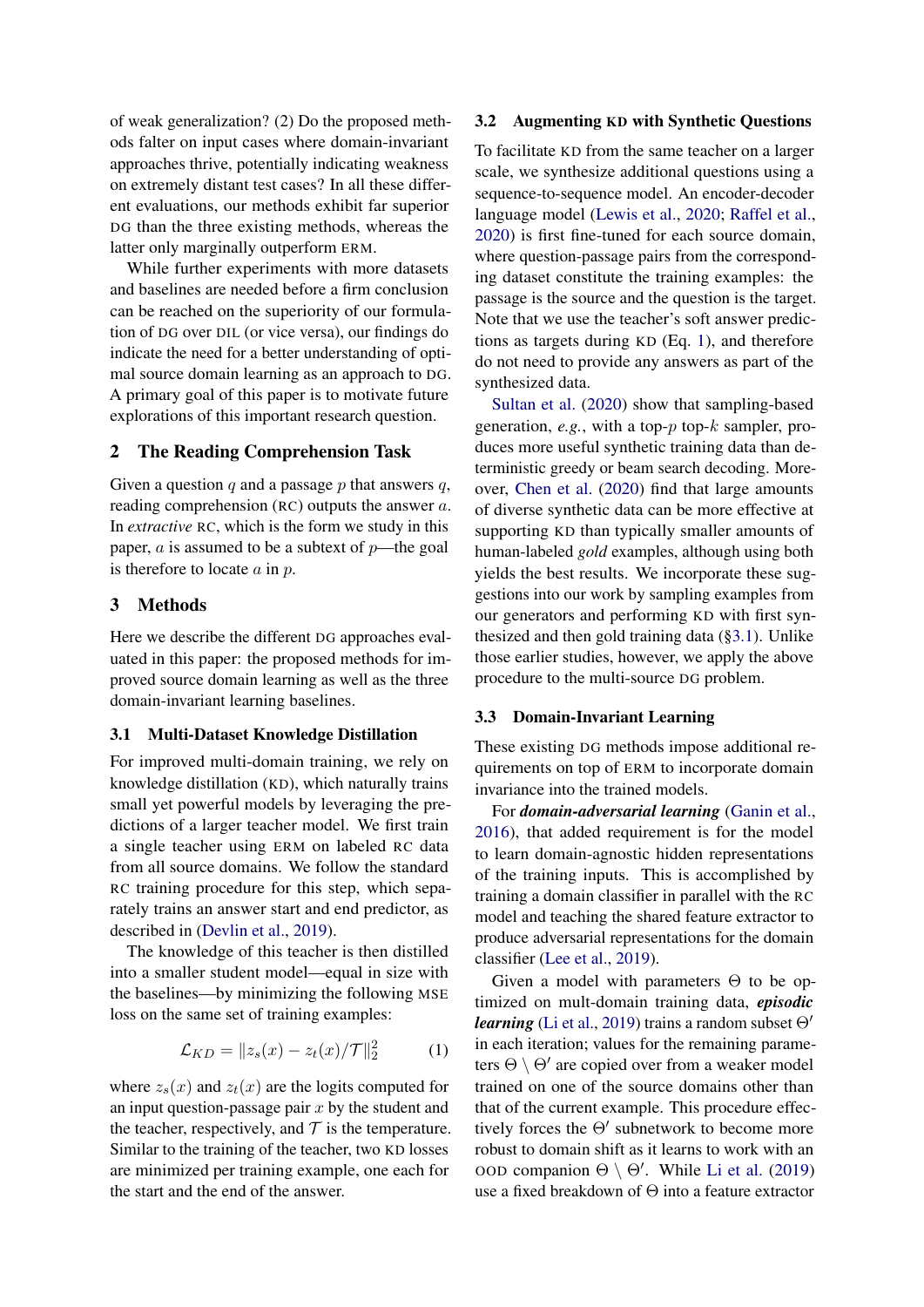of weak generalization? (2) Do the proposed methods falter on input cases where domain-invariant approaches thrive, potentially indicating weakness on extremely distant test cases? In all these different evaluations, our methods exhibit far superior DG than the three existing methods, whereas the latter only marginally outperform ERM.

While further experiments with more datasets and baselines are needed before a firm conclusion can be reached on the superiority of our formulation of DG over DIL (or vice versa), our findings do indicate the need for a better understanding of optimal source domain learning as an approach to DG. A primary goal of this paper is to motivate future explorations of this important research question.

## 2 The Reading Comprehension Task

Given a question $q$ and a passage $p$ that answers $q$, reading comprehension (RC) outputs the answer $a$. In *extractive* RC, which is the form we study in this paper, $a$ is assumed to be a subtext of $p$—the goal is therefore to locate $a$ in $p$.

## 3 Methods

Here we describe the different DG approaches evaluated in this paper: the proposed methods for improved source domain learning as well as the three domain-invariant learning baselines.

### 3.1 Multi-Dataset Knowledge Distillation

For improved multi-domain training, we rely on knowledge distillation (KD), which naturally trains small yet powerful models by leveraging the predictions of a larger teacher model. We first train a single teacher using ERM on labeled RC data from all source domains. We follow the standard RC training procedure for this step, which separately trains an answer start and end predictor, as described in (Devlin et al., 2019).

The knowledge of this teacher is then distilled into a smaller student model—equal in size with the baselines—by minimizing the following MSE loss on the same set of training examples:

$$\mathcal{L}_{KD} = \|z_s(x) - z_t(x)/\mathcal{T}\|_2^2 \tag{1}$$

where $z_s(x)$ and $z_t(x)$ are the logits computed for an input question-passage pair $x$ by the student and the teacher, respectively, and $\mathcal{T}$ is the temperature. Similar to the training of the teacher, two KD losses are minimized per training example, one each for the start and the end of the answer.

### 3.2 Augmenting KD with Synthetic Questions

To facilitate KD from the same teacher on a larger scale, we synthesize additional questions using a sequence-to-sequence model. An encoder-decoder language model (Lewis et al., 2020; Raffel et al., 2020) is first fine-tuned for each source domain, where question-passage pairs from the corresponding dataset constitute the training examples: the passage is the source and the question is the target. Note that we use the teacher's soft answer predictions as targets during KD (Eq. 1), and therefore do not need to provide any answers as part of the synthesized data.

Sultan et al. (2020) show that sampling-based generation, *e.g.*, with a top-$p$ top-$k$ sampler, produces more useful synthetic training data than deterministic greedy or beam search decoding. Moreover, Chen et al. (2020) find that large amounts of diverse synthetic data can be more effective at supporting KD than typically smaller amounts of human-labeled *gold* examples, although using both yields the best results. We incorporate these suggestions into our work by sampling examples from our generators and performing KD with first synthesized and then gold training data (§3.1). Unlike those earlier studies, however, we apply the above procedure to the multi-source DG problem.

### 3.3 Domain-Invariant Learning

These existing DG methods impose additional requirements on top of ERM to incorporate domain invariance into the trained models.

For ***domain-adversarial learning*** (Ganin et al., 2016), that added requirement is for the model to learn domain-agnostic hidden representations of the training inputs. This is accomplished by training a domain classifier in parallel with the RC model and teaching the shared feature extractor to produce adversarial representations for the domain classifier (Lee et al., 2019).

Given a model with parameters $\Theta$ to be optimized on mult-domain training data, ***episodic learning*** (Li et al., 2019) trains a random subset $\Theta'$ in each iteration; values for the remaining parameters $\Theta \setminus \Theta'$ are copied over from a weaker model trained on one of the source domains other than that of the current example. This procedure effectively forces the $\Theta'$ subnetwork to become more robust to domain shift as it learns to work with an OOD companion $\Theta \setminus \Theta'$. While Li et al. (2019) use a fixed breakdown of $\Theta$ into a feature extractor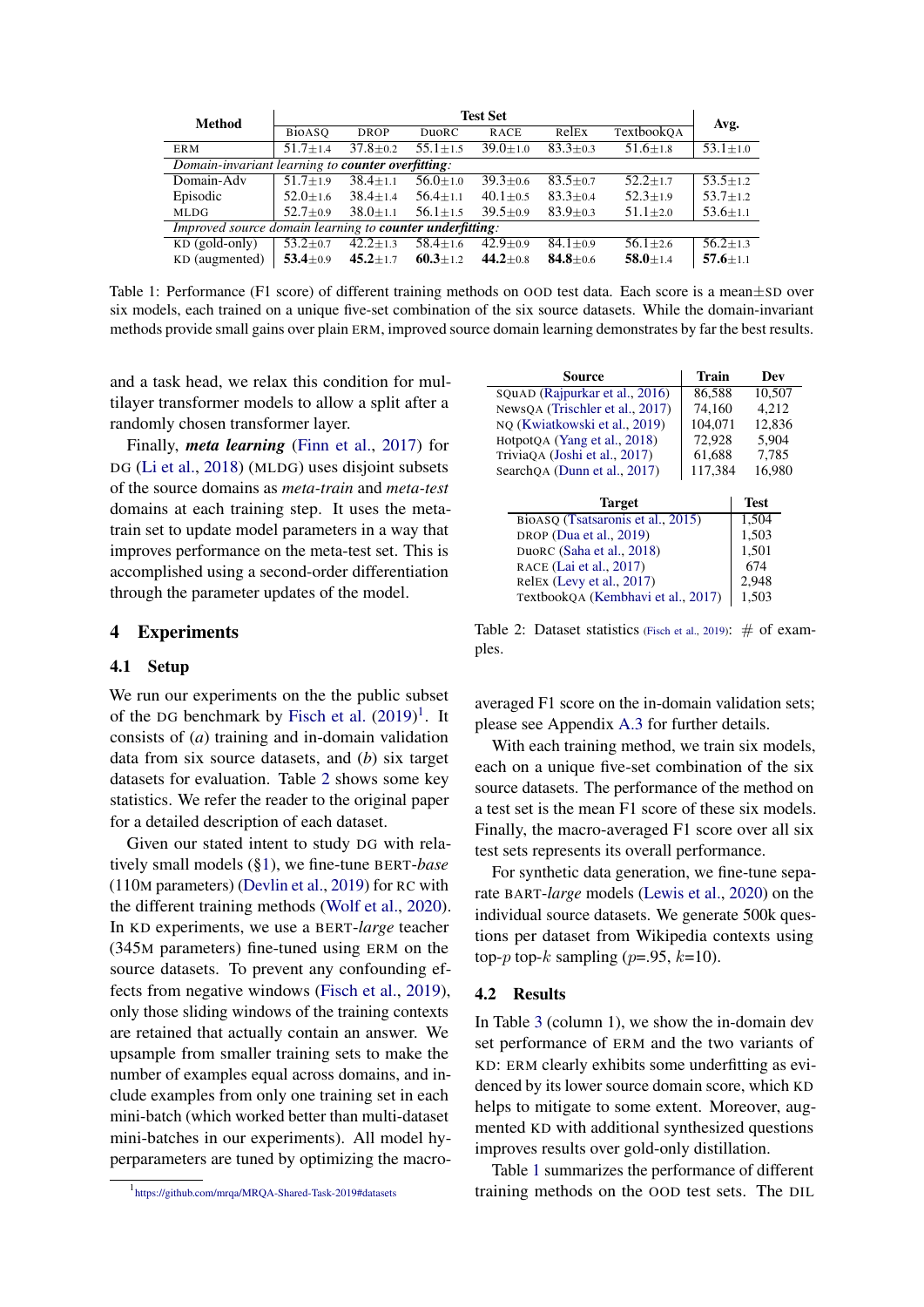| Method | Test Set | | | | | | Avg. |
|---|---|---|---|---|---|---|---|
| | BioASQ | DROP | DuoRC | RACE | RelEx | TextbookQA | |
| ERM | 51.7±1.4 | 37.8±0.2 | 55.1±1.5 | 39.0±1.0 | 83.3±0.3 | 51.6±1.8 | 53.1±1.0 |
| *Domain-invariant learning to **counter overfitting**:* | | | | | | | |
| Domain-Adv | 51.7±1.9 | 38.4±1.1 | 56.0±1.0 | 39.3±0.6 | 83.5±0.7 | 52.2±1.7 | 53.5±1.2 |
| Episodic | 52.0±1.6 | 38.4±1.4 | 56.4±1.1 | 40.1±0.5 | 83.3±0.4 | 52.3±1.9 | 53.7±1.2 |
| MLDG | 52.7±0.9 | 38.0±1.1 | 56.1±1.5 | 39.5±0.9 | 83.9±0.3 | 51.1±2.0 | 53.6±1.1 |
| *Improved source domain learning to **counter underfitting**:* | | | | | | | |
| KD (gold-only) | 53.2±0.7 | 42.2±1.3 | 58.4±1.6 | 42.9±0.9 | 84.1±0.9 | 56.1±2.6 | 56.2±1.3 |
| KD (augmented) | **53.4**±0.9 | **45.2**±1.7 | **60.3**±1.2 | **44.2**±0.8 | **84.8**±0.6 | **58.0**±1.4 | **57.6**±1.1 |

Table 1: Performance (F1 score) of different training methods on OOD test data. Each score is a mean±SD over six models, each trained on a unique five-set combination of the six source datasets. While the domain-invariant methods provide small gains over plain ERM, improved source domain learning demonstrates by far the best results.

and a task head, we relax this condition for multilayer transformer models to allow a split after a randomly chosen transformer layer.

Finally, ***meta learning*** (Finn et al., 2017) for DG (Li et al., 2018) (MLDG) uses disjoint subsets of the source domains as *meta-train* and *meta-test* domains at each training step. It uses the meta-train set to update model parameters in a way that improves performance on the meta-test set. This is accomplished using a second-order differentiation through the parameter updates of the model.

## 4 Experiments

### 4.1 Setup

We run our experiments on the the public subset of the DG benchmark by Fisch et al. (2019)[1]. It consists of (*a*) training and in-domain validation data from six source datasets, and (*b*) six target datasets for evaluation. Table 2 shows some key statistics. We refer the reader to the original paper for a detailed description of each dataset.

Given our stated intent to study DG with relatively small models (§1), we fine-tune BERT-*base* (110M parameters) (Devlin et al., 2019) for RC with the different training methods (Wolf et al., 2020). In KD experiments, we use a BERT-*large* teacher (345M parameters) fine-tuned using ERM on the source datasets. To prevent any confounding effects from negative windows (Fisch et al., 2019), only those sliding windows of the training contexts are retained that actually contain an answer. We upsample from smaller training sets to make the number of examples equal across domains, and include examples from only one training set in each mini-batch (which worked better than multi-dataset mini-batches in our experiments). All model hyperparameters are tuned by optimizing the macro-averaged F1 score on the in-domain validation sets; please see Appendix A.3 for further details.

| Source | Train | Dev |
|---|---|---|
| SQuAD (Rajpurkar et al., 2016) | 86,588 | 10,507 |
| NewsQA (Trischler et al., 2017) | 74,160 | 4,212 |
| NQ (Kwiatkowski et al., 2019) | 104,071 | 12,836 |
| HotpotQA (Yang et al., 2018) | 72,928 | 5,904 |
| TriviaQA (Joshi et al., 2017) | 61,688 | 7,785 |
| SearchQA (Dunn et al., 2017) | 117,384 | 16,980 |

| Target | Test |
|---|---|
| BioASQ (Tsatsaronis et al., 2015) | 1,504 |
| DROP (Dua et al., 2019) | 1,503 |
| DuoRC (Saha et al., 2018) | 1,501 |
| RACE (Lai et al., 2017) | 674 |
| RelEx (Levy et al., 2017) | 2,948 |
| TextbookQA (Kembhavi et al., 2017) | 1,503 |

Table 2: Dataset statistics (Fisch et al., 2019): # of examples.

With each training method, we train six models, each on a unique five-set combination of the six source datasets. The performance of the method on a test set is the mean F1 score of these six models. Finally, the macro-averaged F1 score over all six test sets represents its overall performance.

For synthetic data generation, we fine-tune separate BART-*large* models (Lewis et al., 2020) on the individual source datasets. We generate 500k questions per dataset from Wikipedia contexts using top-$p$ top-$k$ sampling ($p$=.95, $k$=10).

### 4.2 Results

In Table 3 (column 1), we show the in-domain dev set performance of ERM and the two variants of KD: ERM clearly exhibits some underfitting as evidenced by its lower source domain score, which KD helps to mitigate to some extent. Moreover, augmented KD with additional synthesized questions improves results over gold-only distillation.

Table 1 summarizes the performance of different training methods on the OOD test sets. The DIL

[1] https://github.com/mrqa/MRQA-Shared-Task-2019#datasets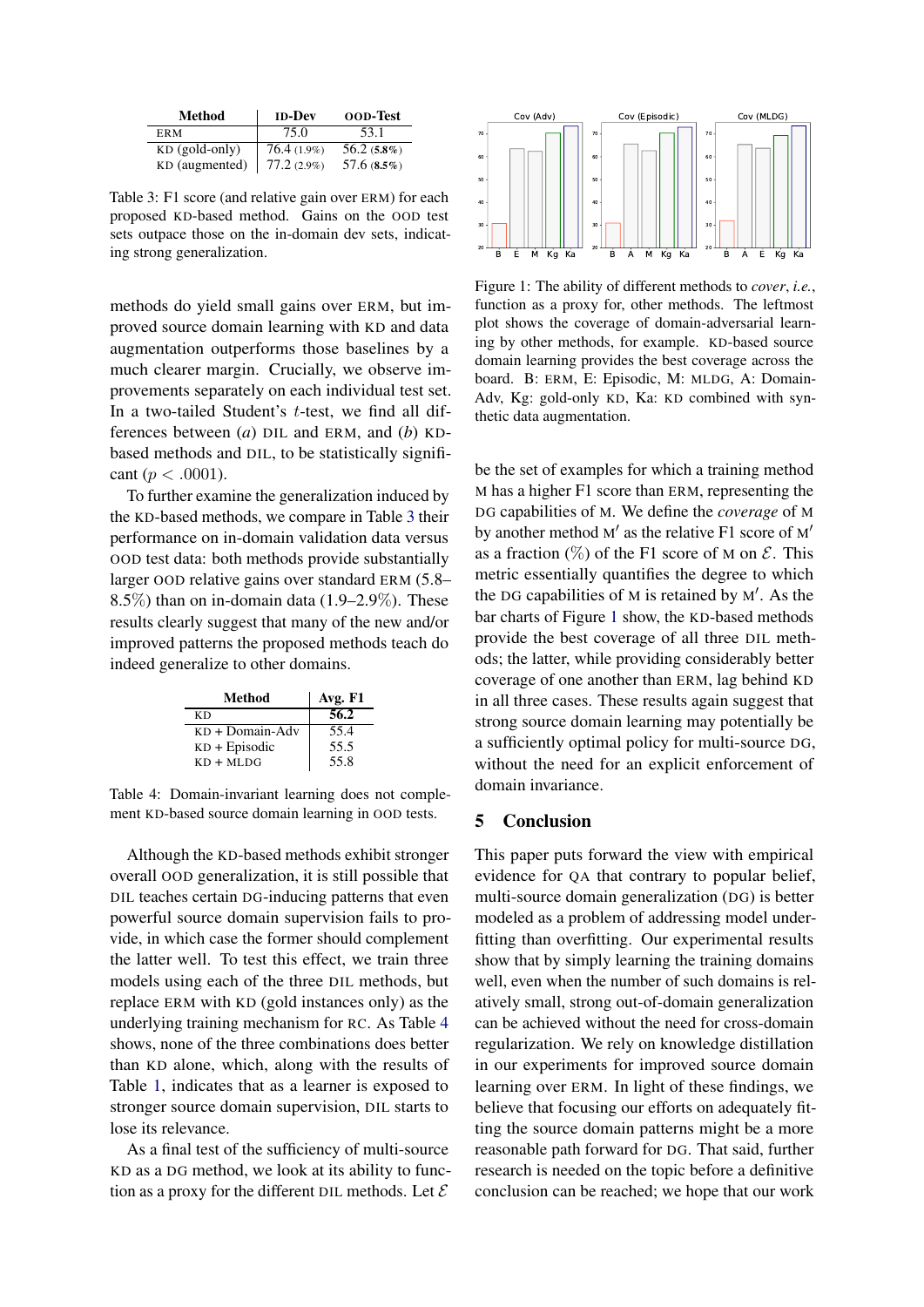| Method | ID-Dev | OOD-Test |
|---|---|---|
| ERM | 75.0 | 53.1 |
| KD (gold-only) | 76.4 (1.9%) | 56.2 (**5.8%**) |
| KD (augmented) | 77.2 (2.9%) | 57.6 (**8.5%**) |

Table 3: F1 score (and relative gain over ERM) for each proposed KD-based method. Gains on the OOD test sets outpace those on the in-domain dev sets, indicating strong generalization.

methods do yield small gains over ERM, but improved source domain learning with KD and data augmentation outperforms those baselines by a much clearer margin. Crucially, we observe improvements separately on each individual test set. In a two-tailed Student's $t$-test, we find all differences between (*a*) DIL and ERM, and (*b*) KD-based methods and DIL, to be statistically significant ($p < .0001$).

To further examine the generalization induced by the KD-based methods, we compare in Table 3 their performance on in-domain validation data versus OOD test data: both methods provide substantially larger OOD relative gains over standard ERM (5.8–8.5%) than on in-domain data (1.9–2.9%). These results clearly suggest that many of the new and/or improved patterns the proposed methods teach do indeed generalize to other domains.

| Method | Avg. F1 |
|---|---|
| KD | **56.2** |
| KD + Domain-Adv | 55.4 |
| KD + Episodic | 55.5 |
| KD + MLDG | 55.8 |

Table 4: Domain-invariant learning does not complement KD-based source domain learning in OOD tests.

Although the KD-based methods exhibit stronger overall OOD generalization, it is still possible that DIL teaches certain DG-inducing patterns that even powerful source domain supervision fails to provide, in which case the former should complement the latter well. To test this effect, we train three models using each of the three DIL methods, but replace ERM with KD (gold instances only) as the underlying training mechanism for RC. As Table 4 shows, none of the three combinations does better than KD alone, which, along with the results of Table 1, indicates that as a learner is exposed to stronger source domain supervision, DIL starts to lose its relevance.

As a final test of the sufficiency of multi-source KD as a DG method, we look at its ability to function as a proxy for the different DIL methods. Let $\mathcal{E}$ be the set of examples for which a training method M has a higher F1 score than ERM, representing the DG capabilities of M. We define the *coverage* of M by another method M′ as the relative F1 score of M′ as a fraction (%) of the F1 score of M on $\mathcal{E}$. This metric essentially quantifies the degree to which the DG capabilities of M is retained by M′. As the bar charts of Figure 1 show, the KD-based methods provide the best coverage of all three DIL methods; the latter, while providing considerably better coverage of one another than ERM, lag behind KD in all three cases. These results again suggest that strong source domain learning may potentially be a sufficiently optimal policy for multi-source DG, without the need for an explicit enforcement of domain invariance.

Figure 1: The ability of different methods to *cover*, *i.e.*, function as a proxy for, other methods. The leftmost plot shows the coverage of domain-adversarial learning by other methods, for example. KD-based source domain learning provides the best coverage across the board. B: ERM, E: Episodic, M: MLDG, A: Domain-Adv, Kg: gold-only KD, Ka: KD combined with synthetic data augmentation.

## 5 Conclusion

This paper puts forward the view with empirical evidence for QA that contrary to popular belief, multi-source domain generalization (DG) is better modeled as a problem of addressing model underfitting than overfitting. Our experimental results show that by simply learning the training domains well, even when the number of such domains is relatively small, strong out-of-domain generalization can be achieved without the need for cross-domain regularization. We rely on knowledge distillation in our experiments for improved source domain learning over ERM. In light of these findings, we believe that focusing our efforts on adequately fitting the source domain patterns might be a more reasonable path forward for DG. That said, further research is needed on the topic before a definitive conclusion can be reached; we hope that our work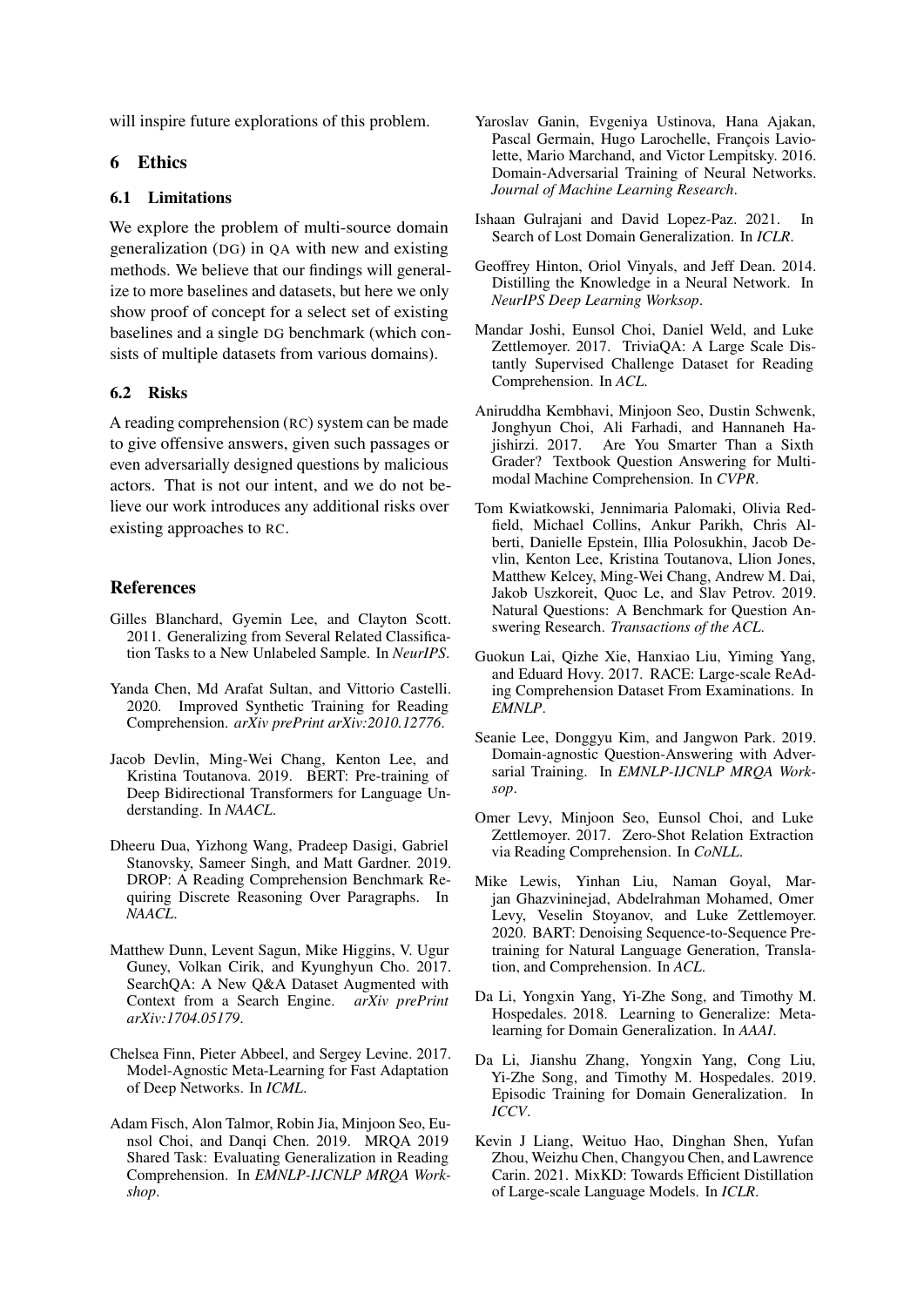will inspire future explorations of this problem.

## 6 Ethics

### 6.1 Limitations

We explore the problem of multi-source domain generalization (DG) in QA with new and existing methods. We believe that our findings will generalize to more baselines and datasets, but here we only show proof of concept for a select set of existing baselines and a single DG benchmark (which consists of multiple datasets from various domains).

### 6.2 Risks

A reading comprehension (RC) system can be made to give offensive answers, given such passages or even adversarially designed questions by malicious actors. That is not our intent, and we do not believe our work introduces any additional risks over existing approaches to RC.

## References

Gilles Blanchard, Gyemin Lee, and Clayton Scott. 2011. Generalizing from Several Related Classification Tasks to a New Unlabeled Sample. In *NeurIPS*.

Yanda Chen, Md Arafat Sultan, and Vittorio Castelli. 2020. Improved Synthetic Training for Reading Comprehension. *arXiv prePrint arXiv:2010.12776*.

Jacob Devlin, Ming-Wei Chang, Kenton Lee, and Kristina Toutanova. 2019. BERT: Pre-training of Deep Bidirectional Transformers for Language Understanding. In *NAACL*.

Dheeru Dua, Yizhong Wang, Pradeep Dasigi, Gabriel Stanovsky, Sameer Singh, and Matt Gardner. 2019. DROP: A Reading Comprehension Benchmark Requiring Discrete Reasoning Over Paragraphs. In *NAACL*.

Matthew Dunn, Levent Sagun, Mike Higgins, V. Ugur Guney, Volkan Cirik, and Kyunghyun Cho. 2017. SearchQA: A New Q&A Dataset Augmented with Context from a Search Engine. *arXiv prePrint arXiv:1704.05179*.

Chelsea Finn, Pieter Abbeel, and Sergey Levine. 2017. Model-Agnostic Meta-Learning for Fast Adaptation of Deep Networks. In *ICML*.

Adam Fisch, Alon Talmor, Robin Jia, Minjoon Seo, Eunsol Choi, and Danqi Chen. 2019. MRQA 2019 Shared Task: Evaluating Generalization in Reading Comprehension. In *EMNLP-IJCNLP MRQA Workshop*.

Yaroslav Ganin, Evgeniya Ustinova, Hana Ajakan, Pascal Germain, Hugo Larochelle, François Laviolette, Mario Marchand, and Victor Lempitsky. 2016. Domain-Adversarial Training of Neural Networks. *Journal of Machine Learning Research*.

Ishaan Gulrajani and David Lopez-Paz. 2021. In Search of Lost Domain Generalization. In *ICLR*.

Geoffrey Hinton, Oriol Vinyals, and Jeff Dean. 2014. Distilling the Knowledge in a Neural Network. In *NeurIPS Deep Learning Worksop*.

Mandar Joshi, Eunsol Choi, Daniel Weld, and Luke Zettlemoyer. 2017. TriviaQA: A Large Scale Distantly Supervised Challenge Dataset for Reading Comprehension. In *ACL*.

Aniruddha Kembhavi, Minjoon Seo, Dustin Schwenk, Jonghyun Choi, Ali Farhadi, and Hannaneh Hajishirzi. 2017. Are You Smarter Than a Sixth Grader? Textbook Question Answering for Multimodal Machine Comprehension. In *CVPR*.

Tom Kwiatkowski, Jennimaria Palomaki, Olivia Redfield, Michael Collins, Ankur Parikh, Chris Alberti, Danielle Epstein, Illia Polosukhin, Jacob Devlin, Kenton Lee, Kristina Toutanova, Llion Jones, Matthew Kelcey, Ming-Wei Chang, Andrew M. Dai, Jakob Uszkoreit, Quoc Le, and Slav Petrov. 2019. Natural Questions: A Benchmark for Question Answering Research. *Transactions of the ACL*.

Guokun Lai, Qizhe Xie, Hanxiao Liu, Yiming Yang, and Eduard Hovy. 2017. RACE: Large-scale ReAding Comprehension Dataset From Examinations. In *EMNLP*.

Seanie Lee, Donggyu Kim, and Jangwon Park. 2019. Domain-agnostic Question-Answering with Adversarial Training. In *EMNLP-IJCNLP MRQA Worksop*.

Omer Levy, Minjoon Seo, Eunsol Choi, and Luke Zettlemoyer. 2017. Zero-Shot Relation Extraction via Reading Comprehension. In *CoNLL*.

Mike Lewis, Yinhan Liu, Naman Goyal, Marjan Ghazvininejad, Abdelrahman Mohamed, Omer Levy, Veselin Stoyanov, and Luke Zettlemoyer. 2020. BART: Denoising Sequence-to-Sequence Pretraining for Natural Language Generation, Translation, and Comprehension. In *ACL*.

Da Li, Yongxin Yang, Yi-Zhe Song, and Timothy M. Hospedales. 2018. Learning to Generalize: Meta-learning for Domain Generalization. In *AAAI*.

Da Li, Jianshu Zhang, Yongxin Yang, Cong Liu, Yi-Zhe Song, and Timothy M. Hospedales. 2019. Episodic Training for Domain Generalization. In *ICCV*.

Kevin J Liang, Weituo Hao, Dinghan Shen, Yufan Zhou, Weizhu Chen, Changyou Chen, and Lawrence Carin. 2021. MixKD: Towards Efficient Distillation of Large-scale Language Models. In *ICLR*.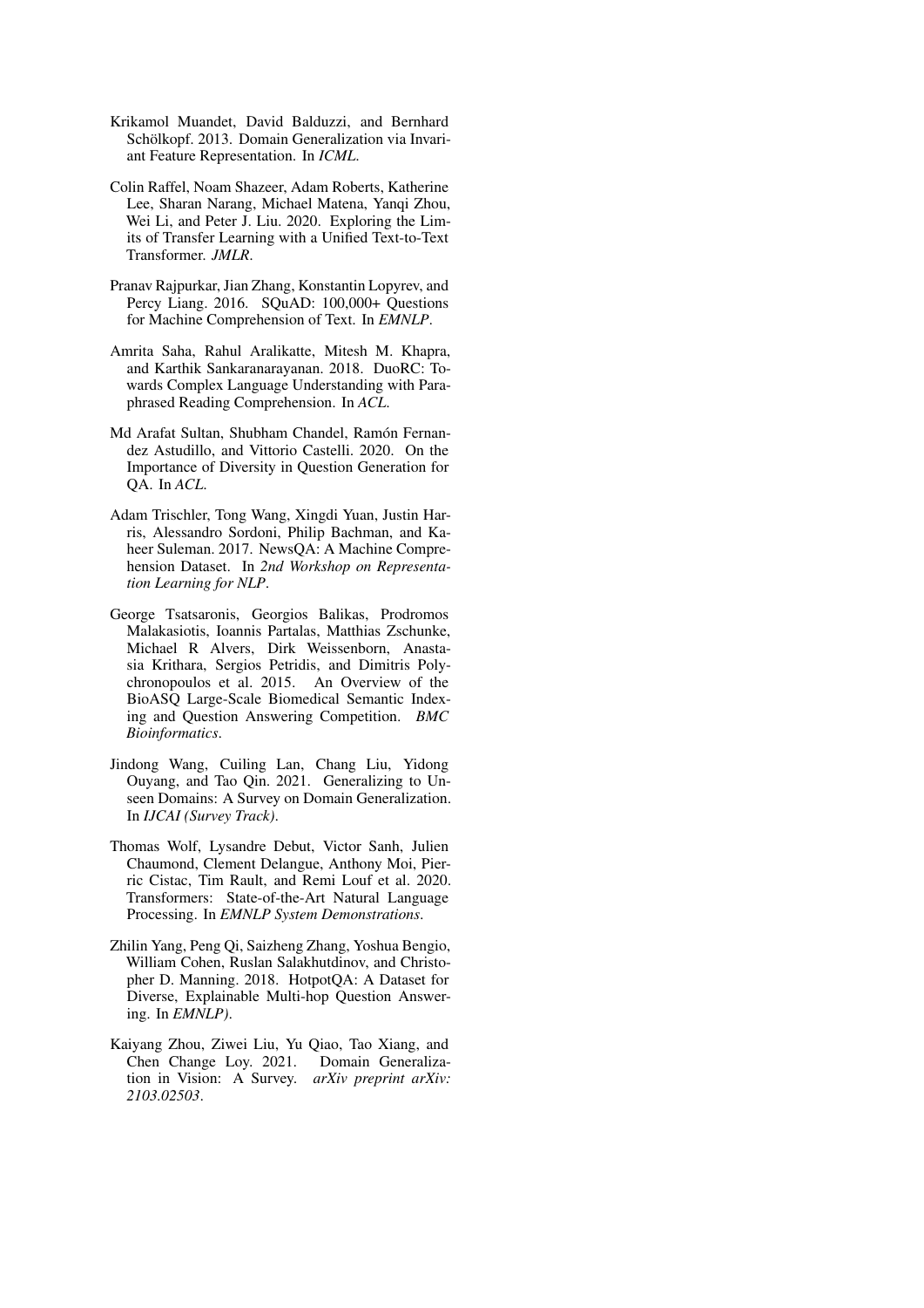Krikamol Muandet, David Balduzzi, and Bernhard Schölkopf. 2013. Domain Generalization via Invariant Feature Representation. In *ICML*.

Colin Raffel, Noam Shazeer, Adam Roberts, Katherine Lee, Sharan Narang, Michael Matena, Yanqi Zhou, Wei Li, and Peter J. Liu. 2020. Exploring the Limits of Transfer Learning with a Unified Text-to-Text Transformer. *JMLR*.

Pranav Rajpurkar, Jian Zhang, Konstantin Lopyrev, and Percy Liang. 2016. SQuAD: 100,000+ Questions for Machine Comprehension of Text. In *EMNLP*.

Amrita Saha, Rahul Aralikatte, Mitesh M. Khapra, and Karthik Sankaranarayanan. 2018. DuoRC: Towards Complex Language Understanding with Paraphrased Reading Comprehension. In *ACL*.

Md Arafat Sultan, Shubham Chandel, Ramón Fernandez Astudillo, and Vittorio Castelli. 2020. On the Importance of Diversity in Question Generation for QA. In *ACL*.

Adam Trischler, Tong Wang, Xingdi Yuan, Justin Harris, Alessandro Sordoni, Philip Bachman, and Kaheer Suleman. 2017. NewsQA: A Machine Comprehension Dataset. In *2nd Workshop on Representation Learning for NLP*.

George Tsatsaronis, Georgios Balikas, Prodromos Malakasiotis, Ioannis Partalas, Matthias Zschunke, Michael R Alvers, Dirk Weissenborn, Anastasia Krithara, Sergios Petridis, and Dimitris Polychronopoulos et al. 2015. An Overview of the BioASQ Large-Scale Biomedical Semantic Indexing and Question Answering Competition. *BMC Bioinformatics*.

Jindong Wang, Cuiling Lan, Chang Liu, Yidong Ouyang, and Tao Qin. 2021. Generalizing to Unseen Domains: A Survey on Domain Generalization. In *IJCAI (Survey Track)*.

Thomas Wolf, Lysandre Debut, Victor Sanh, Julien Chaumond, Clement Delangue, Anthony Moi, Pierric Cistac, Tim Rault, and Remi Louf et al. 2020. Transformers: State-of-the-Art Natural Language Processing. In *EMNLP System Demonstrations*.

Zhilin Yang, Peng Qi, Saizheng Zhang, Yoshua Bengio, William Cohen, Ruslan Salakhutdinov, and Christopher D. Manning. 2018. HotpotQA: A Dataset for Diverse, Explainable Multi-hop Question Answering. In *EMNLP)*.

Kaiyang Zhou, Ziwei Liu, Yu Qiao, Tao Xiang, and Chen Change Loy. 2021. Domain Generalization in Vision: A Survey. *arXiv preprint arXiv: 2103.02503*.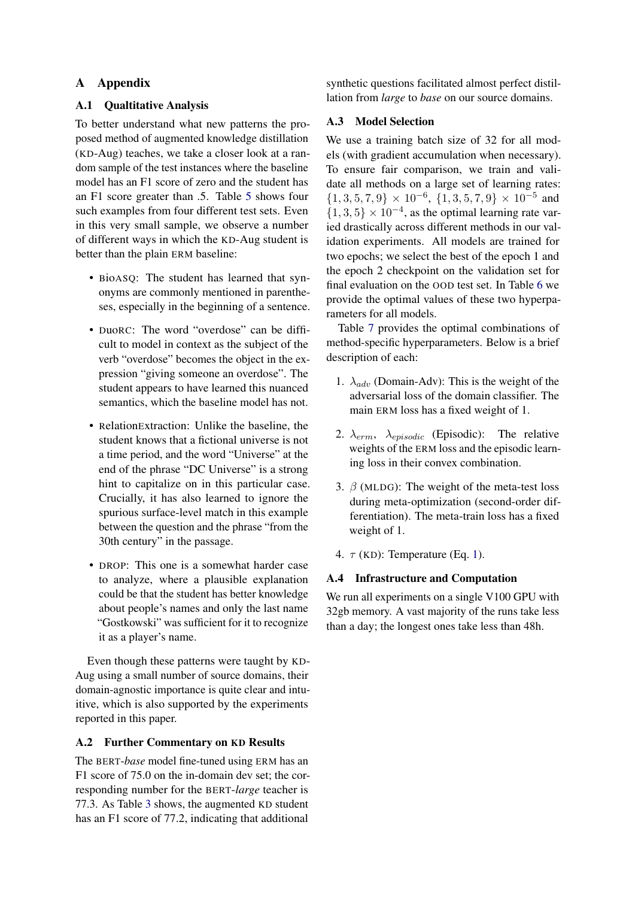# A Appendix

## A.1 Qualtitative Analysis

To better understand what new patterns the proposed method of augmented knowledge distillation (KD-Aug) teaches, we take a closer look at a random sample of the test instances where the baseline model has an F1 score of zero and the student has an F1 score greater than .5. Table 5 shows four such examples from four different test sets. Even in this very small sample, we observe a number of different ways in which the KD-Aug student is better than the plain ERM baseline:

- BioASQ: The student has learned that synonyms are commonly mentioned in parentheses, especially in the beginning of a sentence.
- DuoRC: The word "overdose" can be difficult to model in context as the subject of the verb "overdose" becomes the object in the expression "giving someone an overdose". The student appears to have learned this nuanced semantics, which the baseline model has not.
- RelationExtraction: Unlike the baseline, the student knows that a fictional universe is not a time period, and the word "Universe" at the end of the phrase "DC Universe" is a strong hint to capitalize on in this particular case. Crucially, it has also learned to ignore the spurious surface-level match in this example between the question and the phrase "from the 30th century" in the passage.
- DROP: This one is a somewhat harder case to analyze, where a plausible explanation could be that the student has better knowledge about people's names and only the last name "Gostkowski" was sufficient for it to recognize it as a player's name.

Even though these patterns were taught by KD-Aug using a small number of source domains, their domain-agnostic importance is quite clear and intuitive, which is also supported by the experiments reported in this paper.

## A.2 Further Commentary on KD Results

The BERT-*base* model fine-tuned using ERM has an F1 score of 75.0 on the in-domain dev set; the corresponding number for the BERT-*large* teacher is 77.3. As Table 3 shows, the augmented KD student has an F1 score of 77.2, indicating that additional synthetic questions facilitated almost perfect distillation from *large* to *base* on our source domains.

## A.3 Model Selection

We use a training batch size of 32 for all models (with gradient accumulation when necessary). To ensure fair comparison, we train and validate all methods on a large set of learning rates: $\{1, 3, 5, 7, 9\} \times 10^{-6}$, $\{1, 3, 5, 7, 9\} \times 10^{-5}$ and $\{1, 3, 5\} \times 10^{-4}$, as the optimal learning rate varied drastically across different methods in our validation experiments. All models are trained for two epochs; we select the best of the epoch 1 and the epoch 2 checkpoint on the validation set for final evaluation on the OOD test set. In Table 6 we provide the optimal values of these two hyperparameters for all models.

Table 7 provides the optimal combinations of method-specific hyperparameters. Below is a brief description of each:

1. $\lambda_{adv}$ (Domain-Adv): This is the weight of the adversarial loss of the domain classifier. The main ERM loss has a fixed weight of 1.
2. $\lambda_{erm}$, $\lambda_{episodic}$ (Episodic): The relative weights of the ERM loss and the episodic learning loss in their convex combination.
3. $\beta$ (MLDG): The weight of the meta-test loss during meta-optimization (second-order differentiation). The meta-train loss has a fixed weight of 1.
4. $\tau$ (KD): Temperature (Eq. 1).

## A.4 Infrastructure and Computation

We run all experiments on a single V100 GPU with 32gb memory. A vast majority of the runs take less than a day; the longest ones take less than 48h.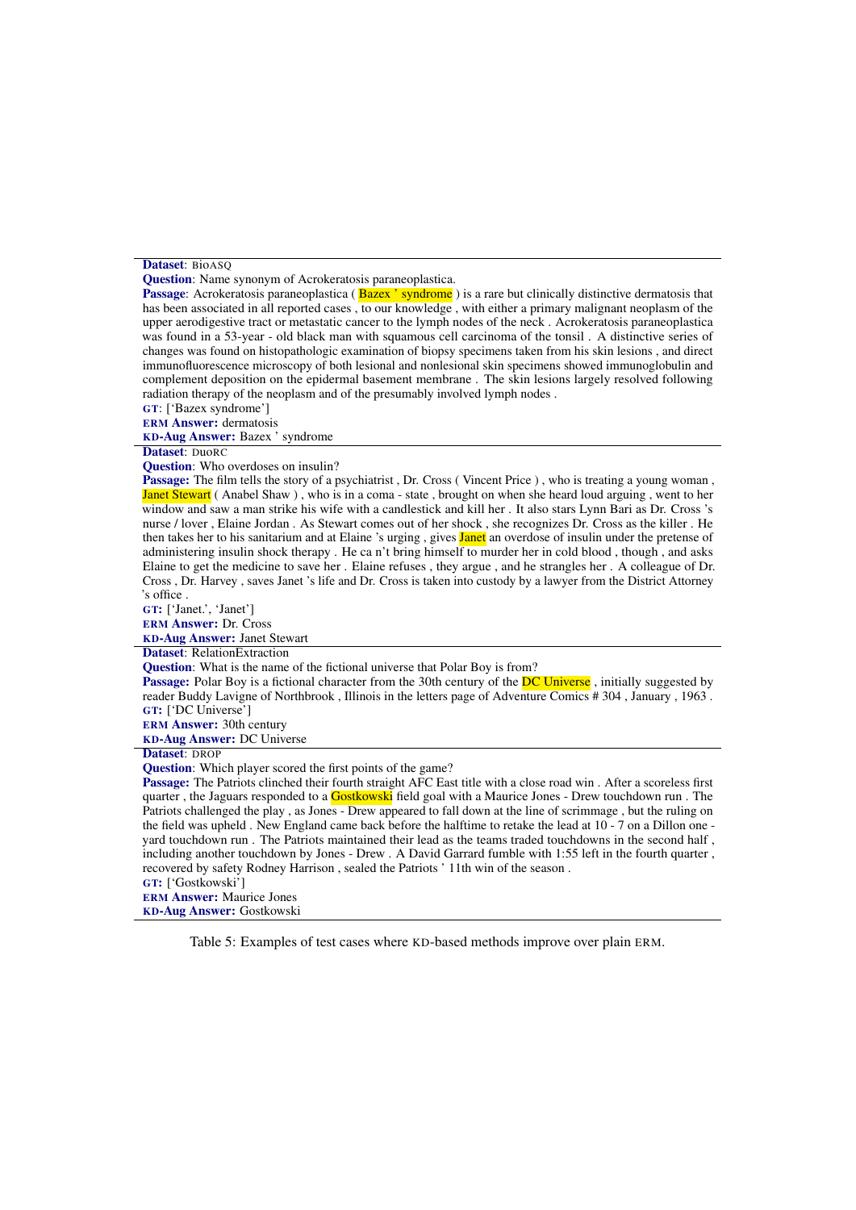**Dataset**: BioASQ
**Question**: Name synonym of Acrokeratosis paraneoplastica.
**Passage**: Acrokeratosis paraneoplastica ( Bazex ' syndrome ) is a rare but clinically distinctive dermatosis that has been associated in all reported cases , to our knowledge , with either a primary malignant neoplasm of the upper aerodigestive tract or metastatic cancer to the lymph nodes of the neck . Acrokeratosis paraneoplastica was found in a 53-year - old black man with squamous cell carcinoma of the tonsil . A distinctive series of changes was found on histopathologic examination of biopsy specimens taken from his skin lesions , and direct immunofluorescence microscopy of both lesional and nonlesional skin specimens showed immunoglobulin and complement deposition on the epidermal basement membrane . The skin lesions largely resolved following radiation therapy of the neoplasm and of the presumably involved lymph nodes .
**GT**: ['Bazex syndrome']
**ERM Answer:** dermatosis
**KD-Aug Answer:** Bazex ' syndrome

---

**Dataset**: DuoRC
**Question**: Who overdoses on insulin?
**Passage**: The film tells the story of a psychiatrist , Dr. Cross ( Vincent Price ) , who is treating a young woman , Janet Stewart ( Anabel Shaw ) , who is in a coma - state , brought on when she heard loud arguing , went to her window and saw a man strike his wife with a candlestick and kill her . It also stars Lynn Bari as Dr. Cross 's nurse / lover , Elaine Jordan . As Stewart comes out of her shock , she recognizes Dr. Cross as the killer . He then takes her to his sanitarium and at Elaine 's urging , gives Janet an overdose of insulin under the pretense of administering insulin shock therapy . He ca n't bring himself to murder her in cold blood , though , and asks Elaine to get the medicine to save her . Elaine refuses , they argue , and he strangles her . A colleague of Dr. Cross , Dr. Harvey , saves Janet 's life and Dr. Cross is taken into custody by a lawyer from the District Attorney 's office .
**GT:** ['Janet.', 'Janet']
**ERM Answer:** Dr. Cross
**KD-Aug Answer:** Janet Stewart

---

**Dataset**: RelationExtraction
**Question**: What is the name of the fictional universe that Polar Boy is from?
**Passage:** Polar Boy is a fictional character from the 30th century of the DC Universe , initially suggested by reader Buddy Lavigne of Northbrook , Illinois in the letters page of Adventure Comics # 304 , January , 1963 .
**GT:** ['DC Universe']
**ERM Answer:** 30th century
**KD-Aug Answer:** DC Universe

---

**Dataset**: DROP
**Question**: Which player scored the first points of the game?
**Passage:** The Patriots clinched their fourth straight AFC East title with a close road win . After a scoreless first quarter , the Jaguars responded to a Gostkowski field goal with a Maurice Jones - Drew touchdown run . The Patriots challenged the play , as Jones - Drew appeared to fall down at the line of scrimmage , but the ruling on the field was upheld . New England came back before the halftime to retake the lead at 10 - 7 on a Dillon one - yard touchdown run . The Patriots maintained their lead as the teams traded touchdowns in the second half , including another touchdown by Jones - Drew . A David Garrard fumble with 1:55 left in the fourth quarter , recovered by safety Rodney Harrison , sealed the Patriots ' 11th win of the season .
**GT:** ['Gostkowski']
**ERM Answer:** Maurice Jones
**KD-Aug Answer:** Gostkowski

---

Table 5: Examples of test cases where KD-based methods improve over plain ERM.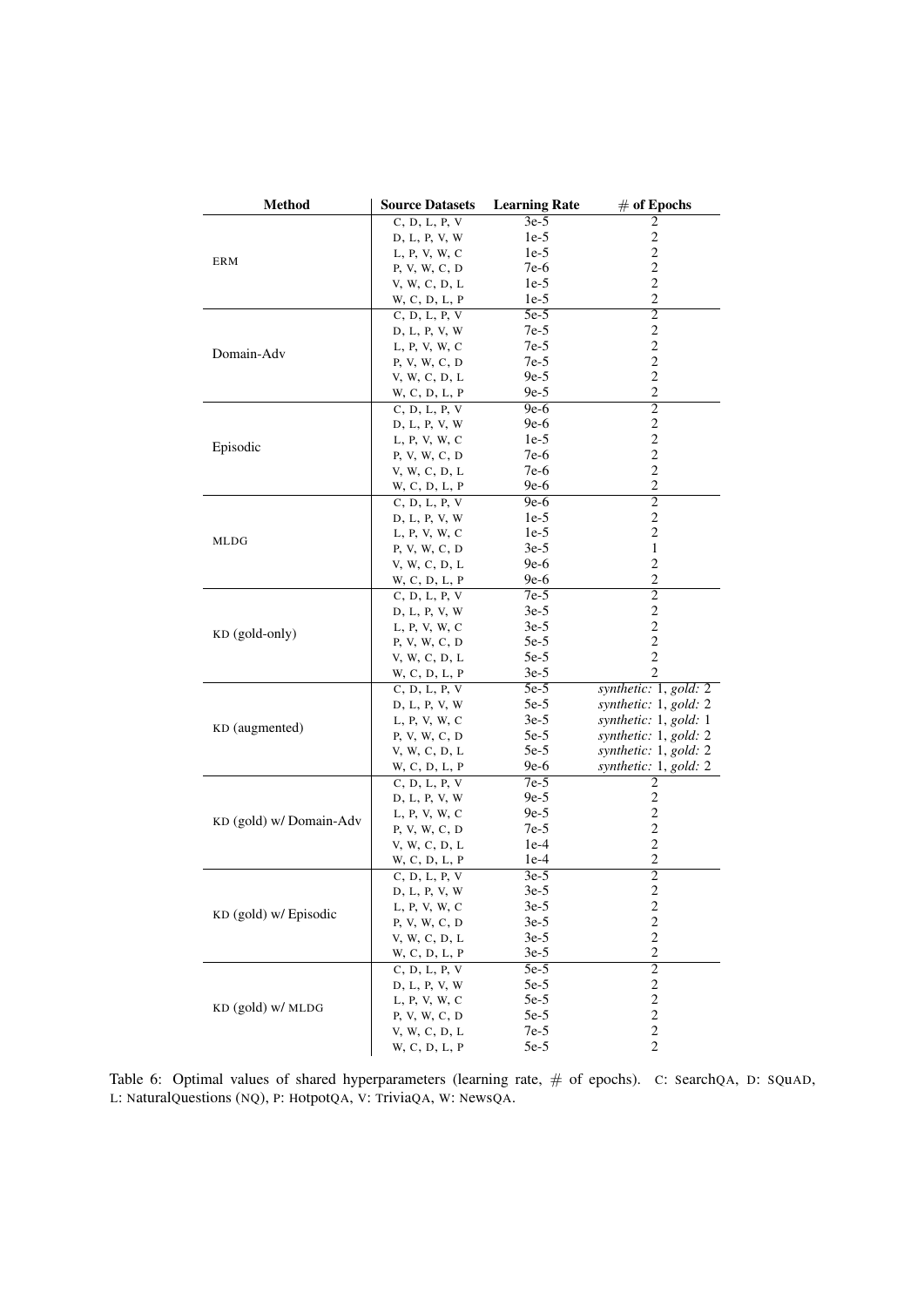| Method | Source Datasets | Learning Rate | # of Epochs |
|---|---|---|---|
| ERM | C, D, L, P, V | 3e-5 | 2 |
| | D, L, P, V, W | 1e-5 | 2 |
| | L, P, V, W, C | 1e-5 | 2 |
| | P, V, W, C, D | 7e-6 | 2 |
| | V, W, C, D, L | 1e-5 | 2 |
| | W, C, D, L, P | 1e-5 | 2 |
| Domain-Adv | C, D, L, P, V | 5e-5 | 2 |
| | D, L, P, V, W | 7e-5 | 2 |
| | L, P, V, W, C | 7e-5 | 2 |
| | P, V, W, C, D | 7e-5 | 2 |
| | V, W, C, D, L | 9e-5 | 2 |
| | W, C, D, L, P | 9e-5 | 2 |
| Episodic | C, D, L, P, V | 9e-6 | 2 |
| | D, L, P, V, W | 9e-6 | 2 |
| | L, P, V, W, C | 1e-5 | 2 |
| | P, V, W, C, D | 7e-6 | 2 |
| | V, W, C, D, L | 7e-6 | 2 |
| | W, C, D, L, P | 9e-6 | 2 |
| MLDG | C, D, L, P, V | 9e-6 | 2 |
| | D, L, P, V, W | 1e-5 | 2 |
| | L, P, V, W, C | 1e-5 | 2 |
| | P, V, W, C, D | 3e-5 | 1 |
| | V, W, C, D, L | 9e-6 | 2 |
| | W, C, D, L, P | 9e-6 | 2 |
| KD (gold-only) | C, D, L, P, V | 7e-5 | 2 |
| | D, L, P, V, W | 3e-5 | 2 |
| | L, P, V, W, C | 3e-5 | 2 |
| | P, V, W, C, D | 5e-5 | 2 |
| | V, W, C, D, L | 5e-5 | 2 |
| | W, C, D, L, P | 3e-5 | 2 |
| KD (augmented) | C, D, L, P, V | 5e-5 | *synthetic:* 1, *gold:* 2 |
| | D, L, P, V, W | 5e-5 | *synthetic:* 1, *gold:* 2 |
| | L, P, V, W, C | 3e-5 | *synthetic:* 1, *gold:* 1 |
| | P, V, W, C, D | 5e-5 | *synthetic:* 1, *gold:* 2 |
| | V, W, C, D, L | 5e-5 | *synthetic:* 1, *gold:* 2 |
| | W, C, D, L, P | 9e-6 | *synthetic:* 1, *gold:* 2 |
| KD (gold) w/ Domain-Adv | C, D, L, P, V | 7e-5 | 2 |
| | D, L, P, V, W | 9e-5 | 2 |
| | L, P, V, W, C | 9e-5 | 2 |
| | P, V, W, C, D | 7e-5 | 2 |
| | V, W, C, D, L | 1e-4 | 2 |
| | W, C, D, L, P | 1e-4 | 2 |
| KD (gold) w/ Episodic | C, D, L, P, V | 3e-5 | 2 |
| | D, L, P, V, W | 3e-5 | 2 |
| | L, P, V, W, C | 3e-5 | 2 |
| | P, V, W, C, D | 3e-5 | 2 |
| | V, W, C, D, L | 3e-5 | 2 |
| | W, C, D, L, P | 3e-5 | 2 |
| KD (gold) w/ MLDG | C, D, L, P, V | 5e-5 | 2 |
| | D, L, P, V, W | 5e-5 | 2 |
| | L, P, V, W, C | 5e-5 | 2 |
| | P, V, W, C, D | 5e-5 | 2 |
| | V, W, C, D, L | 7e-5 | 2 |
| | W, C, D, L, P | 5e-5 | 2 |

Table 6: Optimal values of shared hyperparameters (learning rate, # of epochs). C: SearchQA, D: SQuAD, L: NaturalQuestions (NQ), P: HotpotQA, V: TriviaQA, W: NewsQA.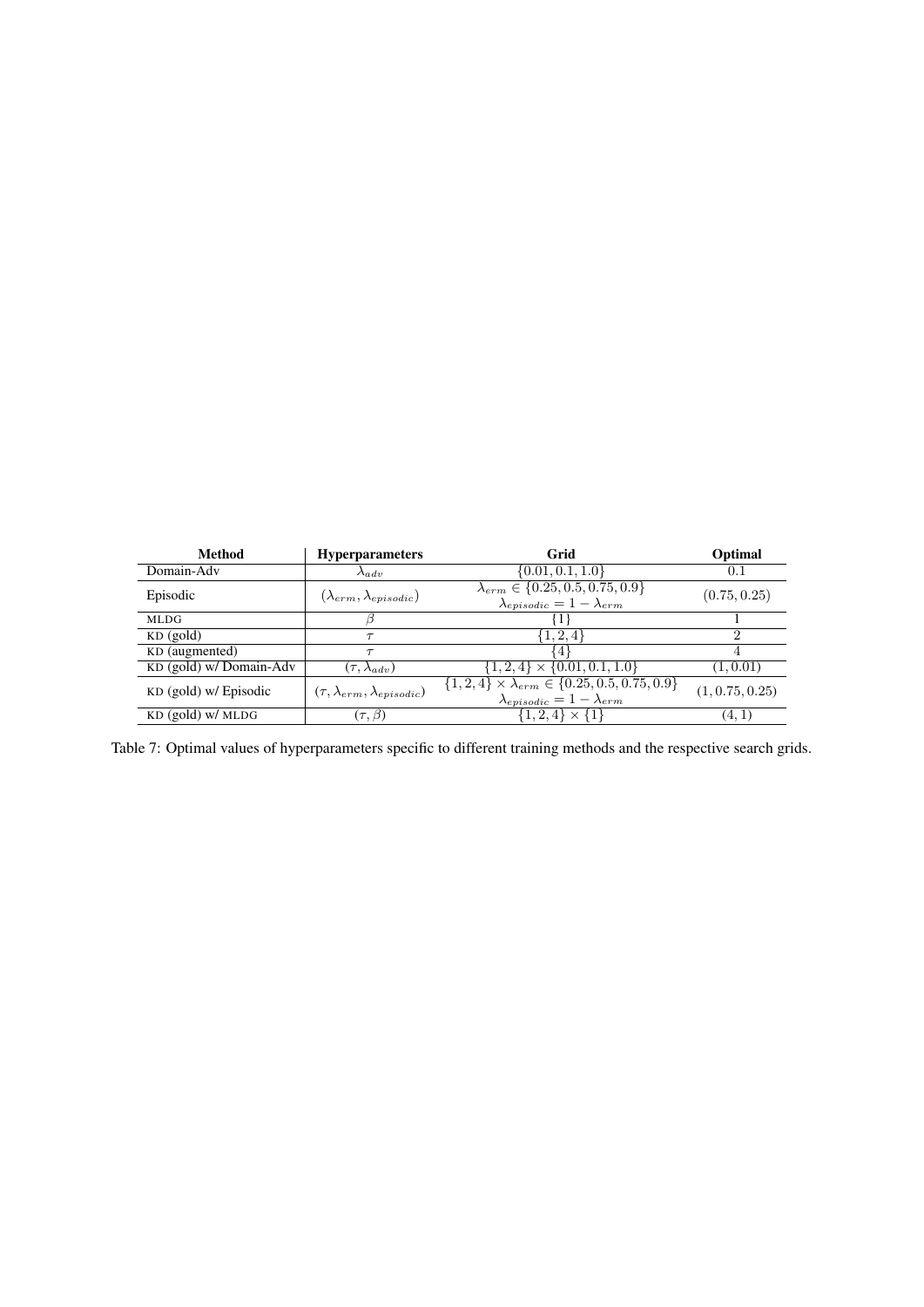| **Method** | **Hyperparameters** | **Grid** | **Optimal** |
| --- | --- | --- | --- |
| Domain-Adv | $\lambda_{adv}$ | $\{0.01, 0.1, 1.0\}$ | $0.1$ |
| Episodic | $(\lambda_{erm}, \lambda_{episodic})$ | $\lambda_{erm} \in \{0.25, 0.5, 0.75, 0.9\}$ $\lambda_{episodic} = 1 - \lambda_{erm}$ | $(0.75, 0.25)$ |
| MLDG | $\beta$ | $\{1\}$ | $1$ |
| KD (gold) | $\tau$ | $\{1, 2, 4\}$ | $2$ |
| KD (augmented) | $\tau$ | $\{4\}$ | $4$ |
| KD (gold) w/ Domain-Adv | $(\tau, \lambda_{adv})$ | $\{1, 2, 4\} \times \{0.01, 0.1, 1.0\}$ | $(1, 0.01)$ |
| KD (gold) w/ Episodic | $(\tau, \lambda_{erm}, \lambda_{episodic})$ | $\{1, 2, 4\} \times \lambda_{erm} \in \{0.25, 0.5, 0.75, 0.9\}$ $\lambda_{episodic} = 1 - \lambda_{erm}$ | $(1, 0.75, 0.25)$ |
| KD (gold) w/ MLDG | $(\tau, \beta)$ | $\{1, 2, 4\} \times \{1\}$ | $(4, 1)$ |

Table 7: Optimal values of hyperparameters specific to different training methods and the respective search grids.